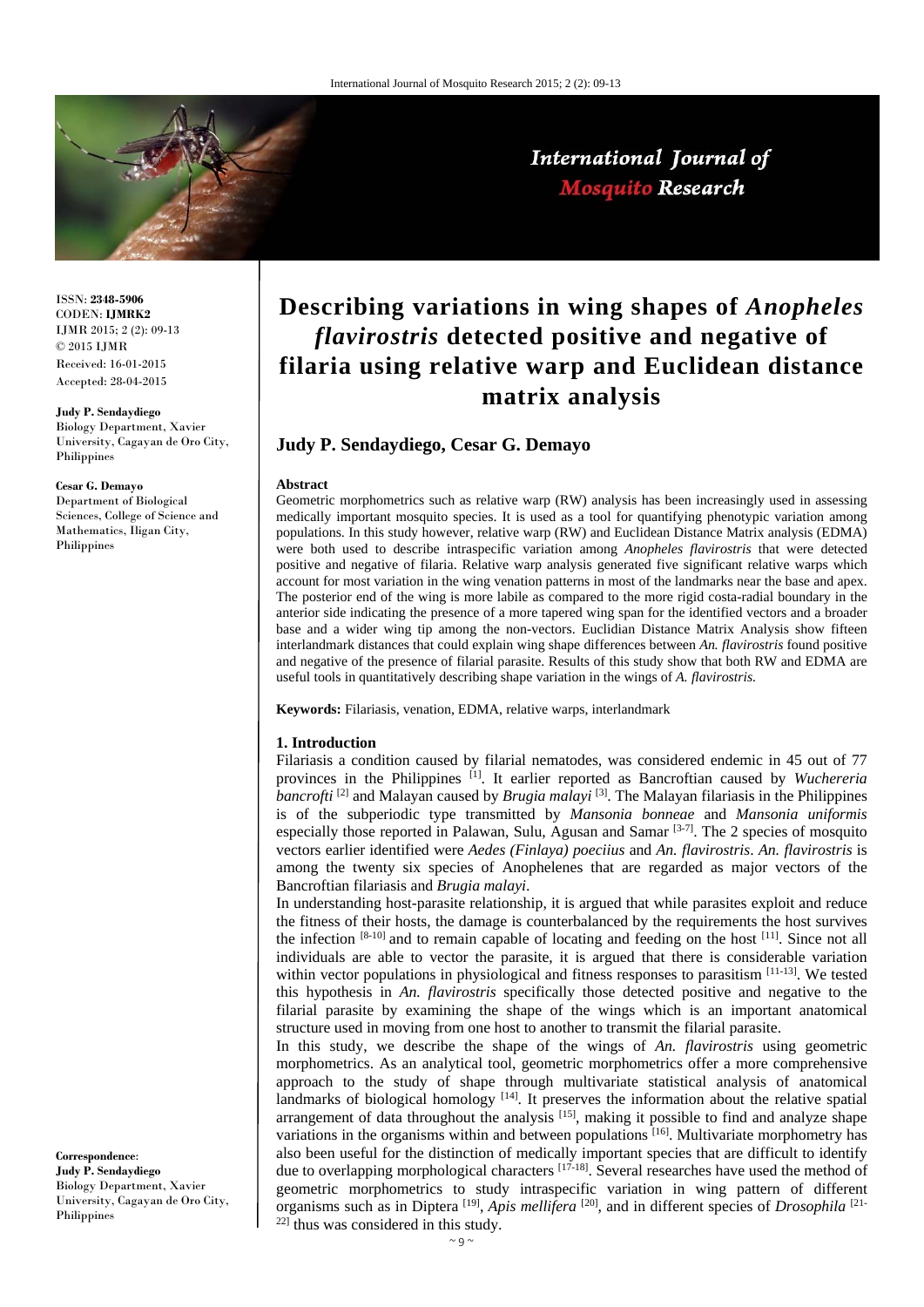# Describing variations in wing shapes of *Anopheles flavirostris* detected positive and negative of filaria using relative warp and Euclidean distance matrix analysis

**Judy P. Sendaydiego, Cesar G. Demayo**

ISSN: **2348-5906**
CODEN: **IJMRK2**
IJMR 2015; 2 (2): 09-13
© 2015 IJMR
Received: 16-01-2015
Accepted: 28-04-2015

**Judy P. Sendaydiego**
Biology Department, Xavier University, Cagayan de Oro City, Philippines

**Cesar G. Demayo**
Department of Biological Sciences, College of Science and Mathematics, Iligan City, Philippines

**Correspondence**:
**Judy P. Sendaydiego**
Biology Department, Xavier University, Cagayan de Oro City, Philippines

**Abstract**

Geometric morphometrics such as relative warp (RW) analysis has been increasingly used in assessing medically important mosquito species. It is used as a tool for quantifying phenotypic variation among populations. In this study however, relative warp (RW) and Euclidean Distance Matrix analysis (EDMA) were both used to describe intraspecific variation among *Anopheles flavirostris* that were detected positive and negative of filaria. Relative warp analysis generated five significant relative warps which account for most variation in the wing venation patterns in most of the landmarks near the base and apex. The posterior end of the wing is more labile as compared to the more rigid costa-radial boundary in the anterior side indicating the presence of a more tapered wing span for the identified vectors and a broader base and a wider wing tip among the non-vectors. Euclidian Distance Matrix Analysis show fifteen interlandmark distances that could explain wing shape differences between *An. flavirostris* found positive and negative of the presence of filarial parasite. Results of this study show that both RW and EDMA are useful tools in quantitatively describing shape variation in the wings of *A. flavirostris.*

**Keywords:** Filariasis, venation, EDMA, relative warps, interlandmark

## 1. Introduction

Filariasis a condition caused by filarial nematodes, was considered endemic in 45 out of 77 provinces in the Philippines [1]. It earlier reported as Bancroftian caused by *Wuchereria bancrofti* [2] and Malayan caused by *Brugia malayi* [3]. The Malayan filariasis in the Philippines is of the subperiodic type transmitted by *Mansonia bonneae* and *Mansonia uniformis* especially those reported in Palawan, Sulu, Agusan and Samar [3-7]. The 2 species of mosquito vectors earlier identified were *Aedes (Finlaya) poeciius* and *An. flavirostris*. *An. flavirostris* is among the twenty six species of Anophelenes that are regarded as major vectors of the Bancroftian filariasis and *Brugia malayi*.

In understanding host-parasite relationship, it is argued that while parasites exploit and reduce the fitness of their hosts, the damage is counterbalanced by the requirements the host survives the infection [8-10] and to remain capable of locating and feeding on the host [11]. Since not all individuals are able to vector the parasite, it is argued that there is considerable variation within vector populations in physiological and fitness responses to parasitism [11-13]. We tested this hypothesis in *An. flavirostris* specifically those detected positive and negative to the filarial parasite by examining the shape of the wings which is an important anatomical structure used in moving from one host to another to transmit the filarial parasite.

In this study, we describe the shape of the wings of *An. flavirostris* using geometric morphometrics. As an analytical tool, geometric morphometrics offer a more comprehensive approach to the study of shape through multivariate statistical analysis of anatomical landmarks of biological homology [14]. It preserves the information about the relative spatial arrangement of data throughout the analysis [15], making it possible to find and analyze shape variations in the organisms within and between populations [16]. Multivariate morphometry has also been useful for the distinction of medically important species that are difficult to identify due to overlapping morphological characters [17-18]. Several researches have used the method of geometric morphometrics to study intraspecific variation in wing pattern of different organisms such as in Diptera [19], *Apis mellifera* [20], and in different species of *Drosophila* [21-22] thus was considered in this study.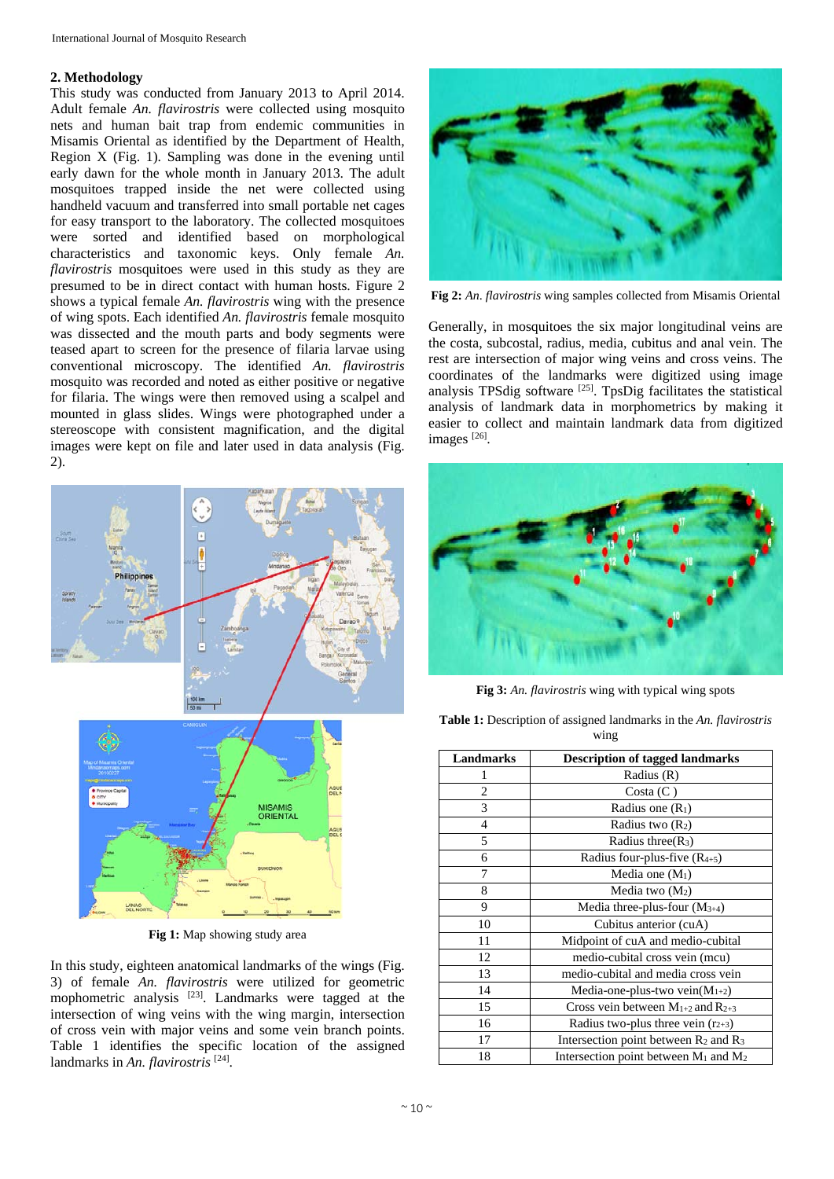## 2. Methodology

This study was conducted from January 2013 to April 2014. Adult female *An. flavirostris* were collected using mosquito nets and human bait trap from endemic communities in Misamis Oriental as identified by the Department of Health, Region X (Fig. 1). Sampling was done in the evening until early dawn for the whole month in January 2013. The adult mosquitoes trapped inside the net were collected using handheld vacuum and transferred into small portable net cages for easy transport to the laboratory. The collected mosquitoes were sorted and identified based on morphological characteristics and taxonomic keys. Only female *An. flavirostris* mosquitoes were used in this study as they are presumed to be in direct contact with human hosts. Figure 2 shows a typical female *An. flavirostris* wing with the presence of wing spots. Each identified *An. flavirostris* female mosquito was dissected and the mouth parts and body segments were teased apart to screen for the presence of filaria larvae using conventional microscopy. The identified *An. flavirostris* mosquito was recorded and noted as either positive or negative for filaria. The wings were then removed using a scalpel and mounted in glass slides. Wings were photographed under a stereoscope with consistent magnification, and the digital images were kept on file and later used in data analysis (Fig. 2).

**Fig 1:** Map showing study area

In this study, eighteen anatomical landmarks of the wings (Fig. 3) of female *An. flavirostris* were utilized for geometric mophometric analysis [23]. Landmarks were tagged at the intersection of wing veins with the wing margin, intersection of cross vein with major veins and some vein branch points. Table 1 identifies the specific location of the assigned landmarks in *An. flavirostris* [24].

**Fig 2:** *An. flavirostris* wing samples collected from Misamis Oriental

Generally, in mosquitoes the six major longitudinal veins are the costa, subcostal, radius, media, cubitus and anal vein. The rest are intersection of major wing veins and cross veins. The coordinates of the landmarks were digitized using image analysis TPSdig software [25]. TpsDig facilitates the statistical analysis of landmark data in morphometrics by making it easier to collect and maintain landmark data from digitized images [26].

**Fig 3:** *An. flavirostris* wing with typical wing spots

**Table 1:** Description of assigned landmarks in the *An. flavirostris* wing

| Landmarks | Description of tagged landmarks |
|---|---|
| 1 | Radius (R) |
| 2 | Costa (C ) |
| 3 | Radius one ($R_1$) |
| 4 | Radius two ($R_2$) |
| 5 | Radius three($R_3$) |
| 6 | Radius four-plus-five ($R_{4+5}$) |
| 7 | Media one ($M_1$) |
| 8 | Media two ($M_2$) |
| 9 | Media three-plus-four ($M_{3+4}$) |
| 10 | Cubitus anterior (cuA) |
| 11 | Midpoint of cuA and medio-cubital |
| 12 | medio-cubital cross vein (mcu) |
| 13 | medio-cubital and media cross vein |
| 14 | Media-one-plus-two vein($M_{1+2}$) |
| 15 | Cross vein between $M_{1+2}$ and $R_{2+3}$ |
| 16 | Radius two-plus three vein ($r_{2+3}$) |
| 17 | Intersection point between $R_2$ and $R_3$ |
| 18 | Intersection point between $M_1$ and $M_2$ |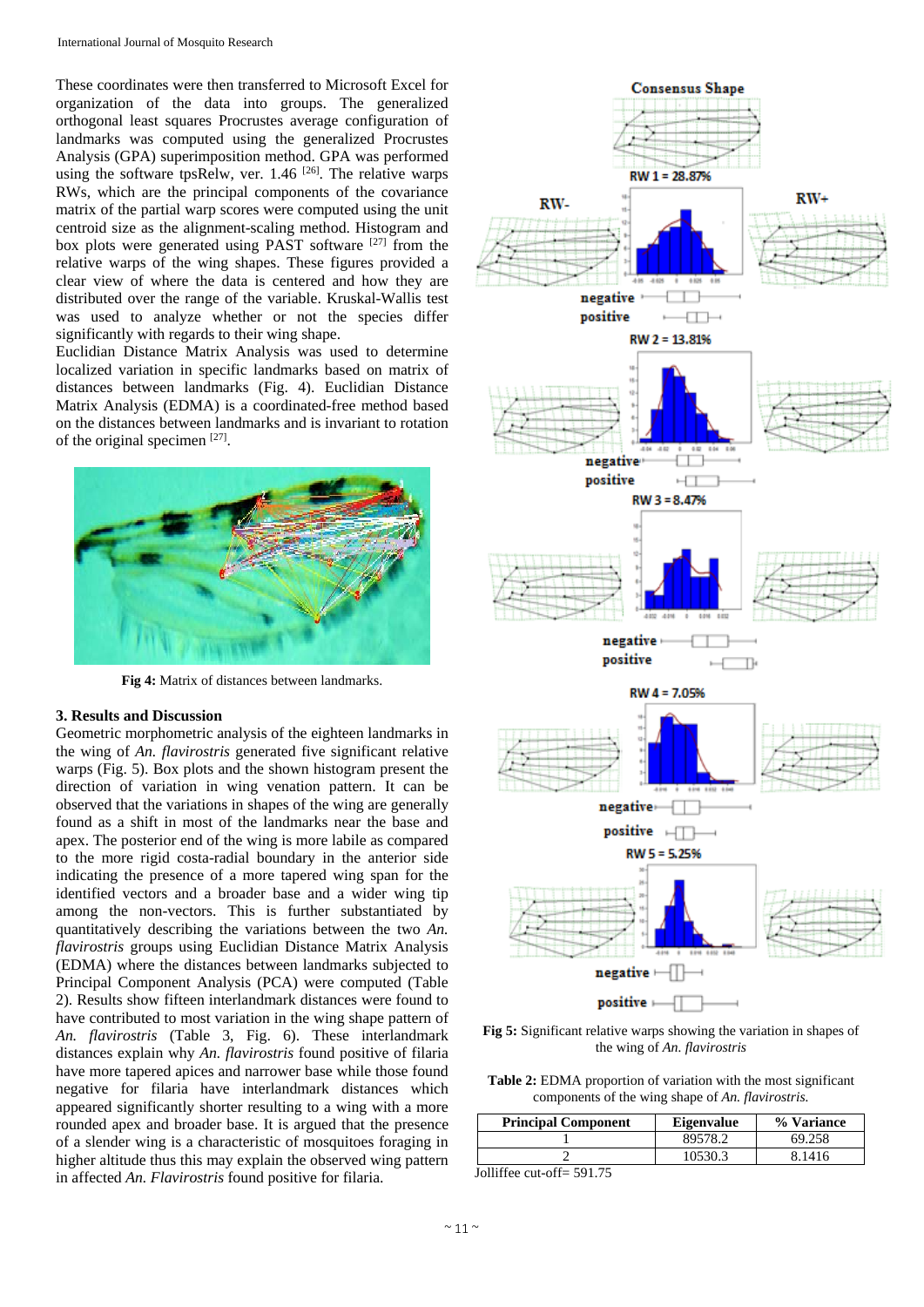These coordinates were then transferred to Microsoft Excel for organization of the data into groups. The generalized orthogonal least squares Procrustes average configuration of landmarks was computed using the generalized Procrustes Analysis (GPA) superimposition method. GPA was performed using the software tpsRelw, ver. 1.46 [26]. The relative warps RWs, which are the principal components of the covariance matrix of the partial warp scores were computed using the unit centroid size as the alignment-scaling method. Histogram and box plots were generated using PAST software [27] from the relative warps of the wing shapes. These figures provided a clear view of where the data is centered and how they are distributed over the range of the variable. Kruskal-Wallis test was used to analyze whether or not the species differ significantly with regards to their wing shape.

Euclidian Distance Matrix Analysis was used to determine localized variation in specific landmarks based on matrix of distances between landmarks (Fig. 4). Euclidian Distance Matrix Analysis (EDMA) is a coordinated-free method based on the distances between landmarks and is invariant to rotation of the original specimen [27].

**Fig 4:** Matrix of distances between landmarks.

## 3. Results and Discussion

Geometric morphometric analysis of the eighteen landmarks in the wing of *An. flavirostris* generated five significant relative warps (Fig. 5). Box plots and the shown histogram present the direction of variation in wing venation pattern. It can be observed that the variations in shapes of the wing are generally found as a shift in most of the landmarks near the base and apex. The posterior end of the wing is more labile as compared to the more rigid costa-radial boundary in the anterior side indicating the presence of a more tapered wing span for the identified vectors and a broader base and a wider wing tip among the non-vectors. This is further substantiated by quantitatively describing the variations between the two *An. flavirostris* groups using Euclidian Distance Matrix Analysis (EDMA) where the distances between landmarks subjected to Principal Component Analysis (PCA) were computed (Table 2). Results show fifteen interlandmark distances were found to have contributed to most variation in the wing shape pattern of *An. flavirostris* (Table 3, Fig. 6). These interlandmark distances explain why *An. flavirostris* found positive of filaria have more tapered wings and narrower base while those found negative for filaria have interlandmark distances which appeared significantly shorter resulting to a wing with a more rounded apex and broader base. It is argued that the presence of a slender wing is a characteristic of mosquitoes foraging in higher altitude thus this may explain the observed wing pattern in affected *An. Flavirostris* found positive for filaria.

**Fig 5:** Significant relative warps showing the variation in shapes of the wing of *An. flavirostris*

**Table 2:** EDMA proportion of variation with the most significant components of the wing shape of *An. flavirostris.*

| Principal Component | Eigenvalue | % Variance |
|---|---|---|
| 1 | 89578.2 | 69.258 |
| 2 | 10530.3 | 8.1416 |

Jolliffee cut-off= 591.75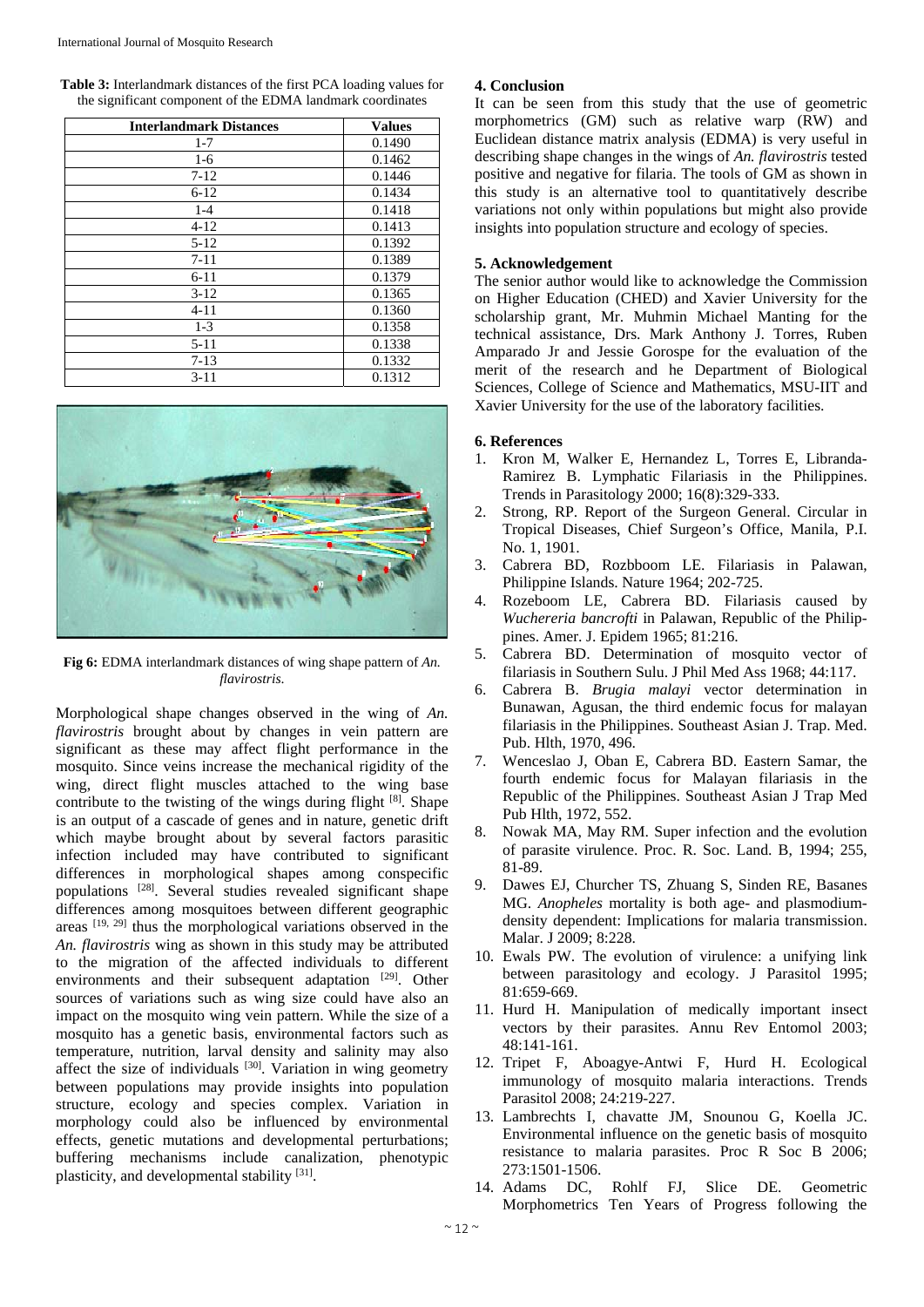**Table 3:** Interlandmark distances of the first PCA loading values for the significant component of the EDMA landmark coordinates

| Interlandmark Distances | Values |
|---|---|
| 1-7 | 0.1490 |
| 1-6 | 0.1462 |
| 7-12 | 0.1446 |
| 6-12 | 0.1434 |
| 1-4 | 0.1418 |
| 4-12 | 0.1413 |
| 5-12 | 0.1392 |
| 7-11 | 0.1389 |
| 6-11 | 0.1379 |
| 3-12 | 0.1365 |
| 4-11 | 0.1360 |
| 1-3 | 0.1358 |
| 5-11 | 0.1338 |
| 7-13 | 0.1332 |
| 3-11 | 0.1312 |

**Fig 6:** EDMA interlandmark distances of wing shape pattern of *An. flavirostris*.

Morphological shape changes observed in the wing of *An. flavirostris* brought about by changes in vein pattern are significant as these may affect flight performance in the mosquito. Since veins increase the mechanical rigidity of the wing, direct flight muscles attached to the wing base contribute to the twisting of the wings during flight [8]. Shape is an output of a cascade of genes and in nature, genetic drift which maybe brought about by several factors parasitic infection included may have contributed to significant differences in morphological shapes among conspecific populations [28]. Several studies revealed significant shape differences among mosquitoes between different geographic areas [19, 29] thus the morphological variations observed in the *An. flavirostris* wing as shown in this study may be attributed to the migration of the affected individuals to different environments and their subsequent adaptation [29]. Other sources of variations such as wing size could have also an impact on the mosquito wing vein pattern. While the size of a mosquito has a genetic basis, environmental factors such as temperature, nutrition, larval density and salinity may also affect the size of individuals [30]. Variation in wing geometry between populations may provide insights into population structure, ecology and species complex. Variation in morphology could also be influenced by environmental effects, genetic mutations and developmental perturbations; buffering mechanisms include canalization, phenotypic plasticity, and developmental stability [31].

## 4. Conclusion

It can be seen from this study that the use of geometric morphometrics (GM) such as relative warp (RW) and Euclidean distance matrix analysis (EDMA) is very useful in describing shape changes in the wings of *An. flavirostris* tested positive and negative for filaria. The tools of GM as shown in this study is an alternative tool to quantitatively describe variations not only within populations but might also provide insights into population structure and ecology of species.

## 5. Acknowledgement

The senior author would like to acknowledge the Commission on Higher Education (CHED) and Xavier University for the scholarship grant, Mr. Muhmin Michael Manting for the technical assistance, Drs. Mark Anthony J. Torres, Ruben Amparado Jr and Jessie Gorospe for the evaluation of the merit of the research and he Department of Biological Sciences, College of Science and Mathematics, MSU-IIT and Xavier University for the use of the laboratory facilities.

## 6. References

1. Kron M, Walker E, Hernandez L, Torres E, Libranda-Ramirez B. Lymphatic Filariasis in the Philippines. Trends in Parasitology 2000; 16(8):329-333.
2. Strong, RP. Report of the Surgeon General. Circular in Tropical Diseases, Chief Surgeon's Office, Manila, P.I. No. 1, 1901.
3. Cabrera BD, Rozbboom LE. Filariasis in Palawan, Philippine Islands. Nature 1964; 202-725.
4. Rozeboom LE, Cabrera BD. Filariasis caused by *Wuchereria bancrofti* in Palawan, Republic of the Philippines. Amer. J. Epidem 1965; 81:216.
5. Cabrera BD. Determination of mosquito vector of filariasis in Southern Sulu. J Phil Med Ass 1968; 44:117.
6. Cabrera B. *Brugia malayi* vector determination in Bunawan, Agusan, the third endemic focus for malayan filariasis in the Philippines. Southeast Asian J. Trap. Med. Pub. Hlth, 1970, 496.
7. Wenceslao J, Oban E, Cabrera BD. Eastern Samar, the fourth endemic focus for Malayan filariasis in the Republic of the Philippines. Southeast Asian J Trap Med Pub Hlth, 1972, 552.
8. Nowak MA, May RM. Super infection and the evolution of parasite virulence. Proc. R. Soc. Land. B, 1994; 255, 81-89.
9. Dawes EJ, Churcher TS, Zhuang S, Sinden RE, Basanes MG. *Anopheles* mortality is both age- and plasmodium-density dependent: Implications for malaria transmission. Malar. J 2009; 8:228.
10. Ewals PW. The evolution of virulence: a unifying link between parasitology and ecology. J Parasitol 1995; 81:659-669.
11. Hurd H. Manipulation of medically important insect vectors by their parasites. Annu Rev Entomol 2003; 48:141-161.
12. Tripet F, Aboagye-Antwi F, Hurd H. Ecological immunology of mosquito malaria interactions. Trends Parasitol 2008; 24:219-227.
13. Lambrechts I, chavatte JM, Snounou G, Koella JC. Environmental influence on the genetic basis of mosquito resistance to malaria parasites. Proc R Soc B 2006; 273:1501-1506.
14. Adams DC, Rohlf FJ, Slice DE. Geometric Morphometrics Ten Years of Progress following the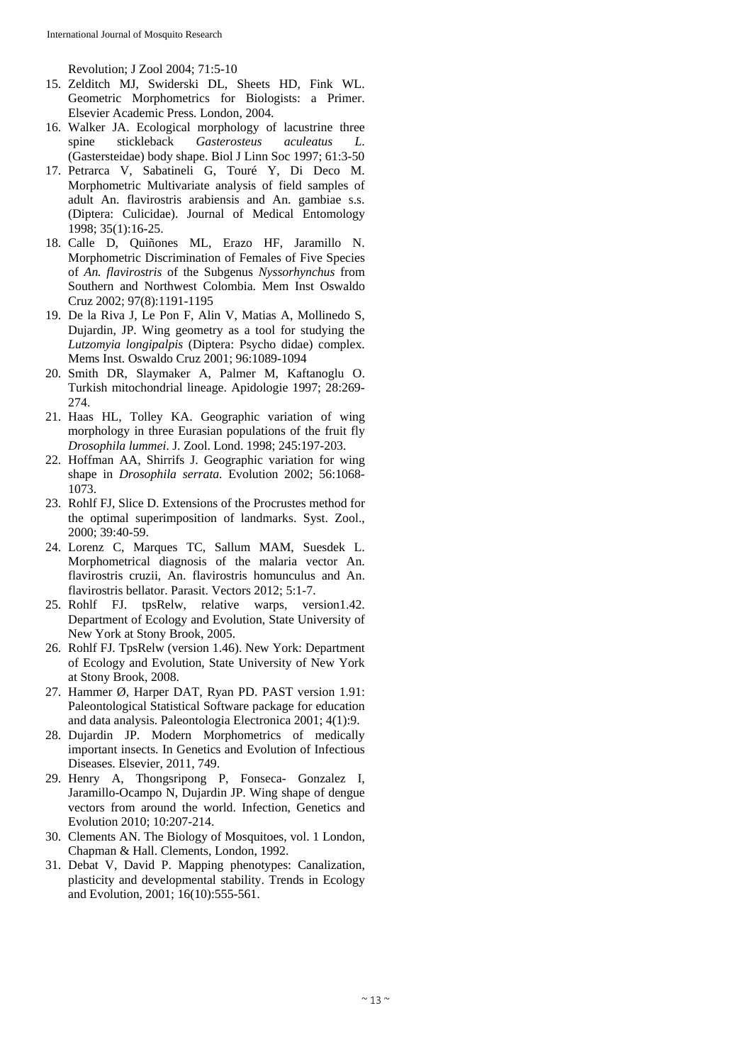Revolution; J Zool 2004; 71:5-10

15. Zelditch MJ, Swiderski DL, Sheets HD, Fink WL. Geometric Morphometrics for Biologists: a Primer. Elsevier Academic Press. London, 2004.
16. Walker JA. Ecological morphology of lacustrine three spine stickleback *Gasterosteus aculeatus L*. (Gastersteidae) body shape. Biol J Linn Soc 1997; 61:3-50
17. Petrarca V, Sabatineli G, Touré Y, Di Deco M. Morphometric Multivariate analysis of field samples of adult An. flavirostris arabiensis and An. gambiae s.s. (Diptera: Culicidae). Journal of Medical Entomology 1998; 35(1):16-25.
18. Calle D, Quiñones ML, Erazo HF, Jaramillo N. Morphometric Discrimination of Females of Five Species of *An. flavirostris* of the Subgenus *Nyssorhynchus* from Southern and Northwest Colombia. Mem Inst Oswaldo Cruz 2002; 97(8):1191-1195
19. De la Riva J, Le Pon F, Alin V, Matias A, Mollinedo S, Dujardin, JP. Wing geometry as a tool for studying the *Lutzomyia longipalpis* (Diptera: Psycho didae) complex. Mems Inst. Oswaldo Cruz 2001; 96:1089-1094
20. Smith DR, Slaymaker A, Palmer M, Kaftanoglu O. Turkish mitochondrial lineage. Apidologie 1997; 28:269-274.
21. Haas HL, Tolley KA. Geographic variation of wing morphology in three Eurasian populations of the fruit fly *Drosophila lummei*. J. Zool. Lond. 1998; 245:197-203.
22. Hoffman AA, Shirrifs J. Geographic variation for wing shape in *Drosophila serrata*. Evolution 2002; 56:1068-1073.
23. Rohlf FJ, Slice D. Extensions of the Procrustes method for the optimal superimposition of landmarks. Syst. Zool., 2000; 39:40-59.
24. Lorenz C, Marques TC, Sallum MAM, Suesdek L. Morphometrical diagnosis of the malaria vector An. flavirostris cruzii, An. flavirostris homunculus and An. flavirostris bellator. Parasit. Vectors 2012; 5:1-7.
25. Rohlf FJ. tpsRelw, relative warps, version1.42. Department of Ecology and Evolution, State University of New York at Stony Brook, 2005.
26. Rohlf FJ. TpsRelw (version 1.46). New York: Department of Ecology and Evolution, State University of New York at Stony Brook, 2008.
27. Hammer Ø, Harper DAT, Ryan PD. PAST version 1.91: Paleontological Statistical Software package for education and data analysis. Paleontologia Electronica 2001; 4(1):9.
28. Dujardin JP. Modern Morphometrics of medically important insects. In Genetics and Evolution of Infectious Diseases. Elsevier, 2011, 749.
29. Henry A, Thongsripong P, Fonseca- Gonzalez I, Jaramillo-Ocampo N, Dujardin JP. Wing shape of dengue vectors from around the world. Infection, Genetics and Evolution 2010; 10:207-214.
30. Clements AN. The Biology of Mosquitoes, vol. 1 London, Chapman & Hall. Clements, London, 1992.
31. Debat V, David P. Mapping phenotypes: Canalization, plasticity and developmental stability. Trends in Ecology and Evolution, 2001; 16(10):555-561.